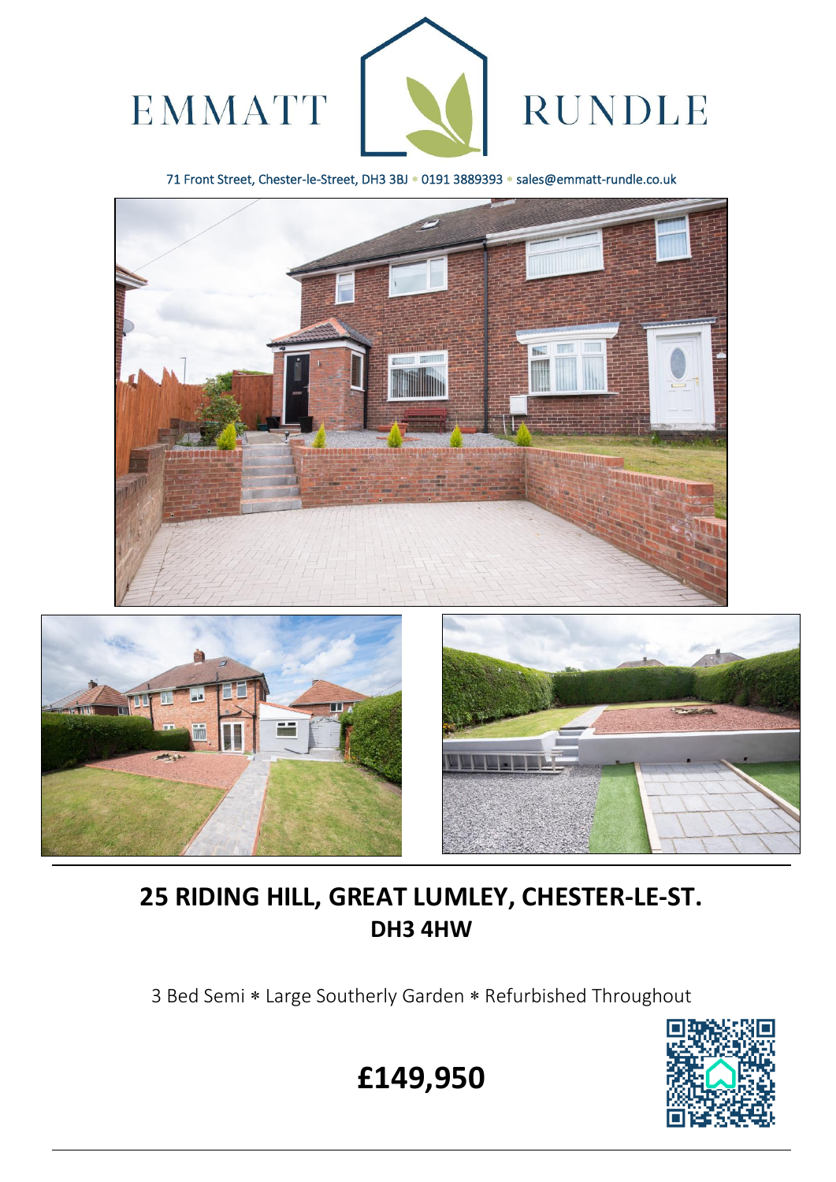EMMATT RUNDLE

71 Front Street, Chester-le-Street, DH3 3BJ * 0191 3889393 * sales@emmatt-rundle.co.uk

## 25 RIDING HILL, GREAT LUMLEY, CHESTER-LE-ST.
### DH3 4HW

3 Bed Semi * Large Southerly Garden * Refurbished Throughout

# £149,950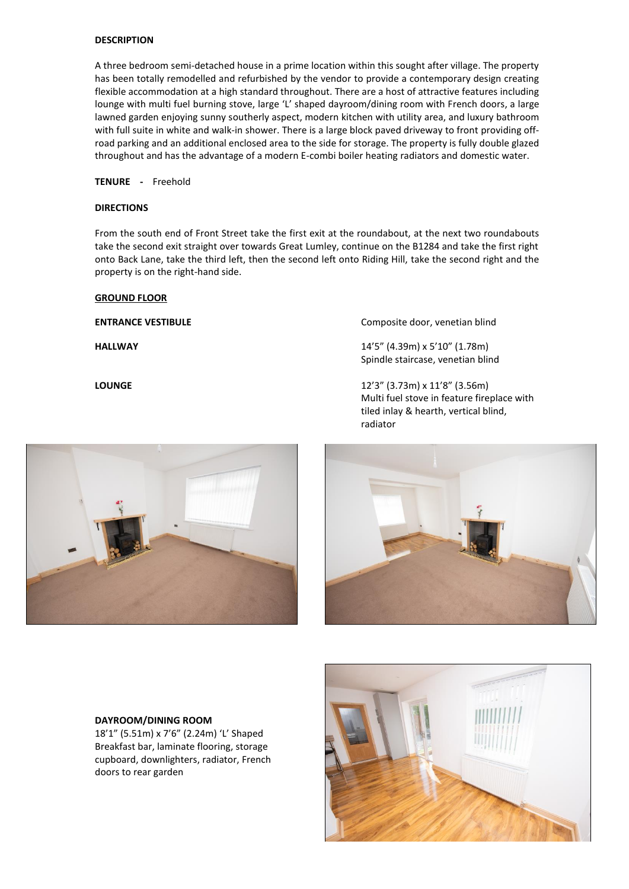**DESCRIPTION**

A three bedroom semi-detached house in a prime location within this sought after village. The property has been totally remodelled and refurbished by the vendor to provide a contemporary design creating flexible accommodation at a high standard throughout. There are a host of attractive features including lounge with multi fuel burning stove, large 'L' shaped dayroom/dining room with French doors, a large lawned garden enjoying sunny southerly aspect, modern kitchen with utility area, and luxury bathroom with full suite in white and walk-in shower. There is a large block paved driveway to front providing off-road parking and an additional enclosed area to the side for storage. The property is fully double glazed throughout and has the advantage of a modern E-combi boiler heating radiators and domestic water.

**TENURE -** Freehold

**DIRECTIONS**

From the south end of Front Street take the first exit at the roundabout, at the next two roundabouts take the second exit straight over towards Great Lumley, continue on the B1284 and take the first right onto Back Lane, take the third left, then the second left onto Riding Hill, take the second right and the property is on the right-hand side.

**GROUND FLOOR**

**ENTRANCE VESTIBULE**
Composite door, venetian blind

**HALLWAY**
14'5" (4.39m) x 5'10" (1.78m)
Spindle staircase, venetian blind

**LOUNGE**
12'3" (3.73m) x 11'8" (3.56m)
Multi fuel stove in feature fireplace with tiled inlay & hearth, vertical blind, radiator

**DAYROOM/DINING ROOM**
18'1" (5.51m) x 7'6" (2.24m) 'L' Shaped
Breakfast bar, laminate flooring, storage cupboard, downlighters, radiator, French doors to rear garden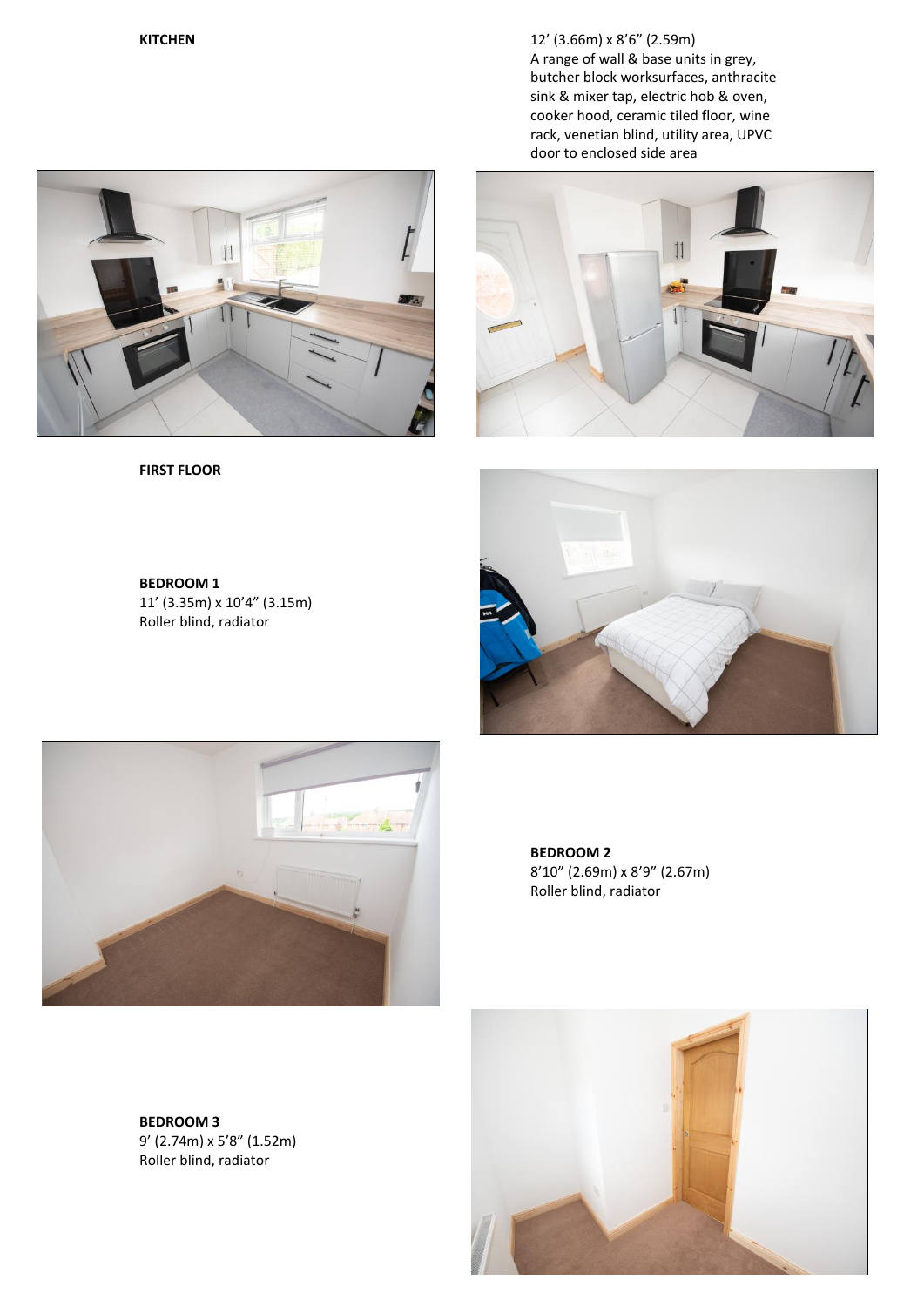**KITCHEN**

12’ (3.66m) x 8’6” (2.59m)
A range of wall & base units in grey, butcher block worksurfaces, anthracite sink & mixer tap, electric hob & oven, cooker hood, ceramic tiled floor, wine rack, venetian blind, utility area, UPVC door to enclosed side area

**FIRST FLOOR**

**BEDROOM 1**
11’ (3.35m) x 10’4” (3.15m)
Roller blind, radiator

**BEDROOM 2**
8’10” (2.69m) x 8’9” (2.67m)
Roller blind, radiator

**BEDROOM 3**
9’ (2.74m) x 5’8” (1.52m)
Roller blind, radiator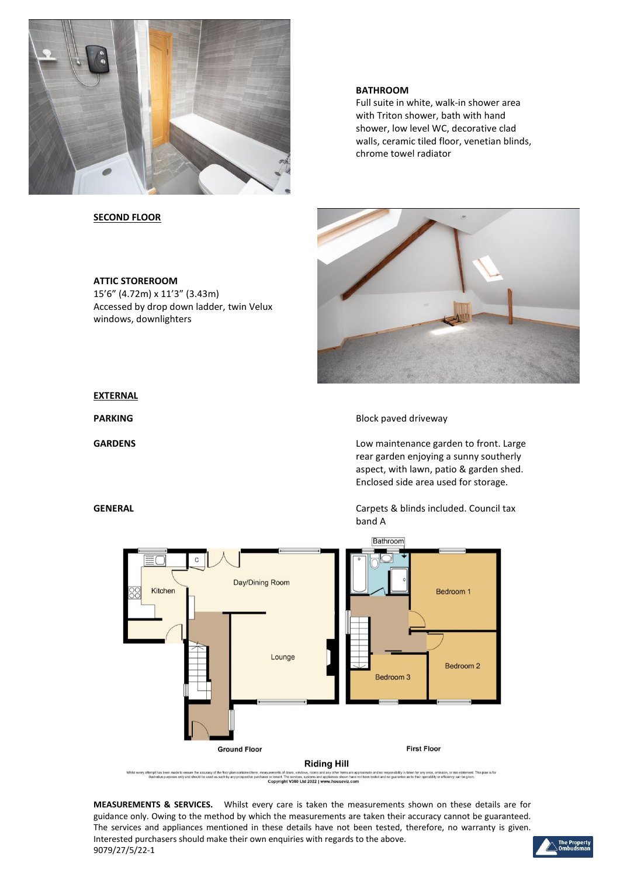**BATHROOM**
Full suite in white, walk-in shower area with Triton shower, bath with hand shower, low level WC, decorative clad walls, ceramic tiled floor, venetian blinds, chrome towel radiator

## SECOND FLOOR

**ATTIC STOREROOM**
15'6" (4.72m) x 11'3" (3.43m)
Accessed by drop down ladder, twin Velux windows, downlighters

## EXTERNAL

**PARKING**

Block paved driveway

**GARDENS**

Low maintenance garden to front. Large rear garden enjoying a sunny southerly aspect, with lawn, patio & garden shed. Enclosed side area used for storage.

**GENERAL**

Carpets & blinds included. Council tax band A

Bathroom
Kitchen
C
Day/Dining Room
Lounge
Bedroom 1
Bedroom 2
Bedroom 3
Ground Floor
First Floor
Riding Hill

Whilst every attempt has been made to ensure the accuracy of the floor plan contained here, measurements of doors, windows, rooms and any other items are approximate and no responsibility is taken for any error, omission, or mis-statement. This plan is for illustrative purposes only and should be used as such by any prospective purchaser or tenant. The services, systems and appliances shown have not been tested and no guarantee as to their operability or efficiency can be given.
Copyright V360 Ltd 2022 | www.houseviz.com

**MEASUREMENTS & SERVICES.** Whilst every care is taken the measurements shown on these details are for guidance only. Owing to the method by which the measurements are taken their accuracy cannot be guaranteed. The services and appliances mentioned in these details have not been tested, therefore, no warranty is given. Interested purchasers should make their own enquiries with regards to the above.
9079/27/5/22-1

The Property Ombudsman